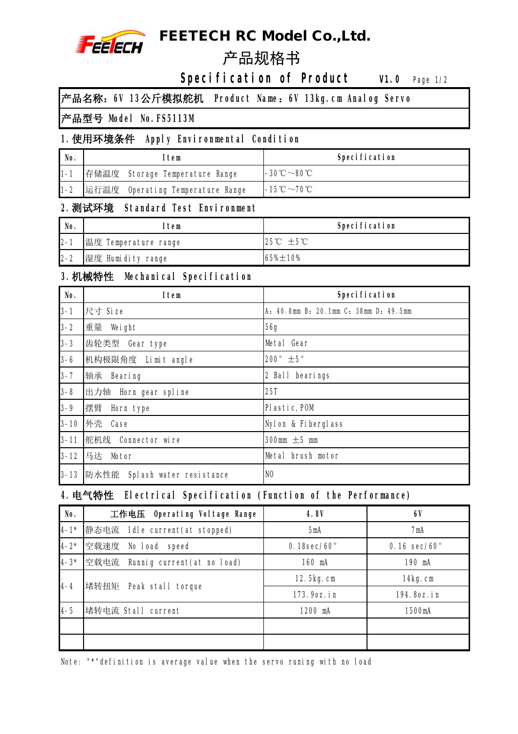# FEETECH RC Model Co.,Ltd.

## 产品规格书

## Specification of Product V1.0

| 产品名称：6V 13公斤模拟舵机 Product Name：6V 13kg.cm Analog Servo |
|---|
| 产品型号 Model No.FS5113M |

### 1.使用环境条件 Apply Environmental Condition

| No. | Item | Specification |
|---|---|---|
| 1-1 | 存储温度 Storage Temperature Range | -30℃～80℃ |
| 1-2 | 运行温度 Operating Temperature Range | -15℃～70℃ |

### 2.测试环境 Standard Test Environment

| No. | Item | Specification |
|---|---|---|
| 2-1 | 温度 Temperature range | 25℃ ±5℃ |
| 2-2 | 湿度 Humidity range | 65%±10% |

### 3.机械特性 Mechanical Specification

| No. | Item | Specification |
|---|---|---|
| 3-1 | 尺寸 Size | A：40.8mm B：20.1mm C：38mm D：49.5mm |
| 3-2 | 重量 Weight | 56g |
| 3-3 | 齿轮类型 Gear type | Metal Gear |
| 3-6 | 机构极限角度 Limit angle | 200° ±5° |
| 3-7 | 轴承 Bearing | 2 Ball bearings |
| 3-8 | 出力轴 Horn gear spline | 25T |
| 3-9 | 摆臂 Horn type | Plastic,POM |
| 3-10 | 外壳 Case | Nylon & Fiberglass |
| 3-11 | 舵机线 Connector wire | 300mm ±5 mm |
| 3-12 | 马达 Motor | Metal brush motor |
| 3-13 | 防水性能 Splash water resistance | NO |

### 4.电气特性 Electrical Specification (Function of the Performance)

| No. | 工作电压 Operating Voltage Range | 4.8V | 6V |
|---|---|---|---|
| 4-1* | 静态电流 Idle current(at stopped) | 5mA | 7mA |
| 4-2* | 空载速度 No load speed | 0.18sec/60° | 0.16 sec/60° |
| 4-3* | 空载电流 Runnig current(at no load) | 160 mA | 190 mA |
| 4-4 | 堵转扭矩 Peak stall torque | 12.5kg.cm | 14kg.cm |
| | | 173.9oz.in | 194.8oz.in |
| 4-5 | 堵转电流 Stall current | 1200 mA | 1500mA |
| | | | |
| | | | |

Note: "*"definition is average value when the servo runing with no load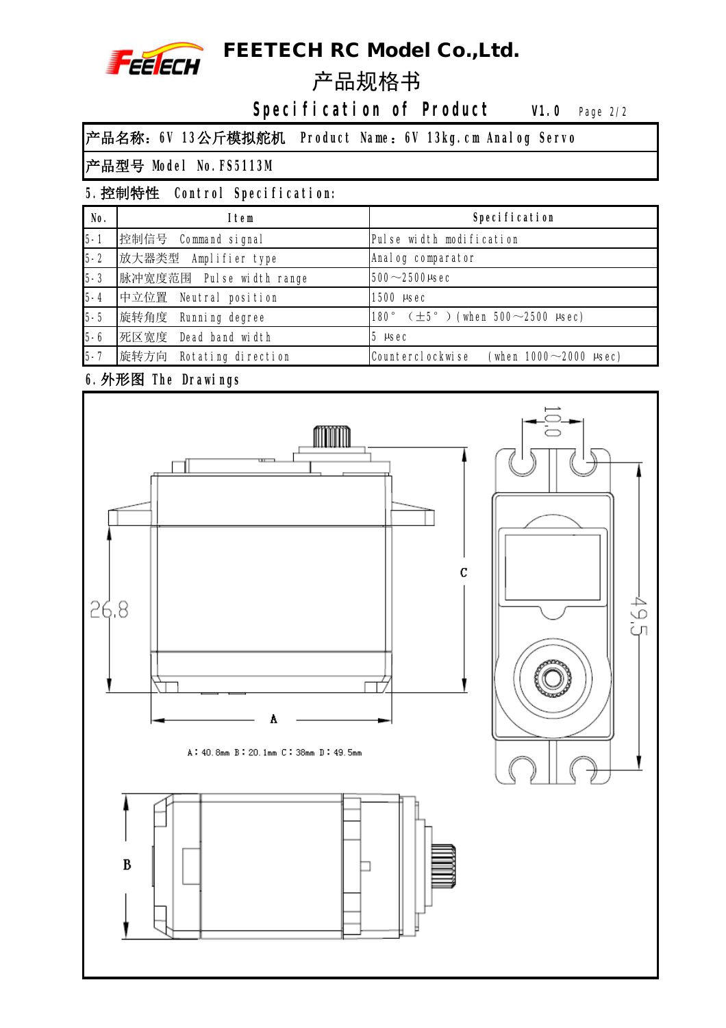# FEETECH RC Model Co.,Ltd.

## 产品规格书

## Specification of Product V1.0

| 产品名称：6V 13公斤模拟舵机 Product Name：6V 13kg.cm Analog Servo |
|---|
| 产品型号 Model No.FS5113M |

### 5.控制特性 Control Specification:

| No. | Item | Specification |
|---|---|---|
| 5-1 | 控制信号 Command signal | Pulse width modification |
| 5-2 | 放大器类型 Amplifier type | Analog comparator |
| 5-3 | 脉冲宽度范围 Pulse width range | 500～2500μsec |
| 5-4 | 中立位置 Neutral position | 1500 μsec |
| 5-5 | 旋转角度 Running degree | 180°（±5°）(when 500～2500 μsec) |
| 5-6 | 死区宽度 Dead band width | 5 μsec |
| 5-7 | 旋转方向 Rotating direction | Counterclockwise (when 1000～2000 μsec) |

### 6.外形图 The Drawings

10.0

26.8

C

49.5

A

A：40.8mm B：20.1mm C：38mm D：49.5mm

B